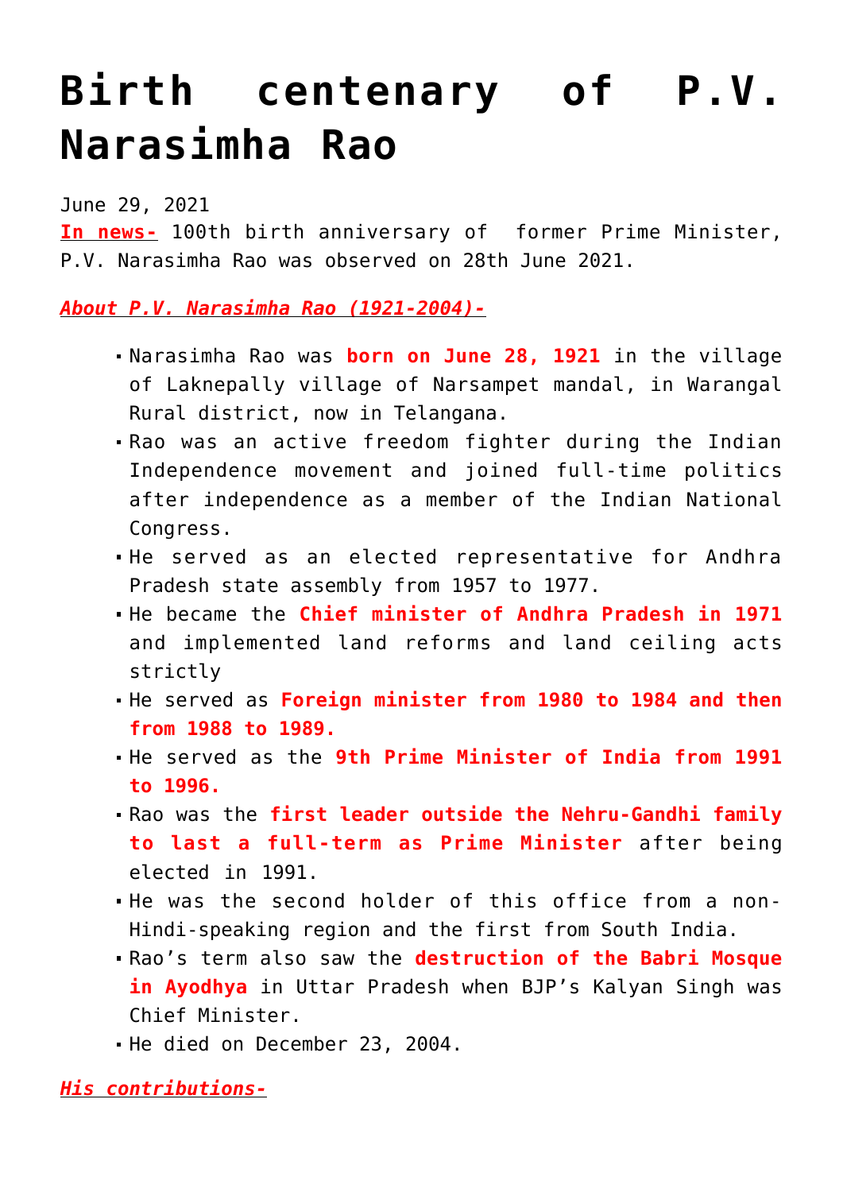# Birth centenary of P.V. Narasimha Rao

June 29, 2021

**In news-** 100th birth anniversary of former Prime Minister, P.V. Narasimha Rao was observed on 28th June 2021.

***About P.V. Narasimha Rao (1921-2004)-***

- Narasimha Rao was **born on June 28, 1921** in the village of Laknepally village of Narsampet mandal, in Warangal Rural district, now in Telangana.
- Rao was an active freedom fighter during the Indian Independence movement and joined full-time politics after independence as a member of the Indian National Congress.
- He served as an elected representative for Andhra Pradesh state assembly from 1957 to 1977.
- He became the **Chief minister of Andhra Pradesh in 1971** and implemented land reforms and land ceiling acts strictly
- He served as **Foreign minister from 1980 to 1984 and then from 1988 to 1989.**
- He served as the **9th Prime Minister of India from 1991 to 1996.**
- Rao was the **first leader outside the Nehru-Gandhi family to last a full-term as Prime Minister** after being elected in 1991.
- He was the second holder of this office from a non-Hindi-speaking region and the first from South India.
- Rao's term also saw the **destruction of the Babri Mosque in Ayodhya** in Uttar Pradesh when BJP's Kalyan Singh was Chief Minister.
- He died on December 23, 2004.

***His contributions-***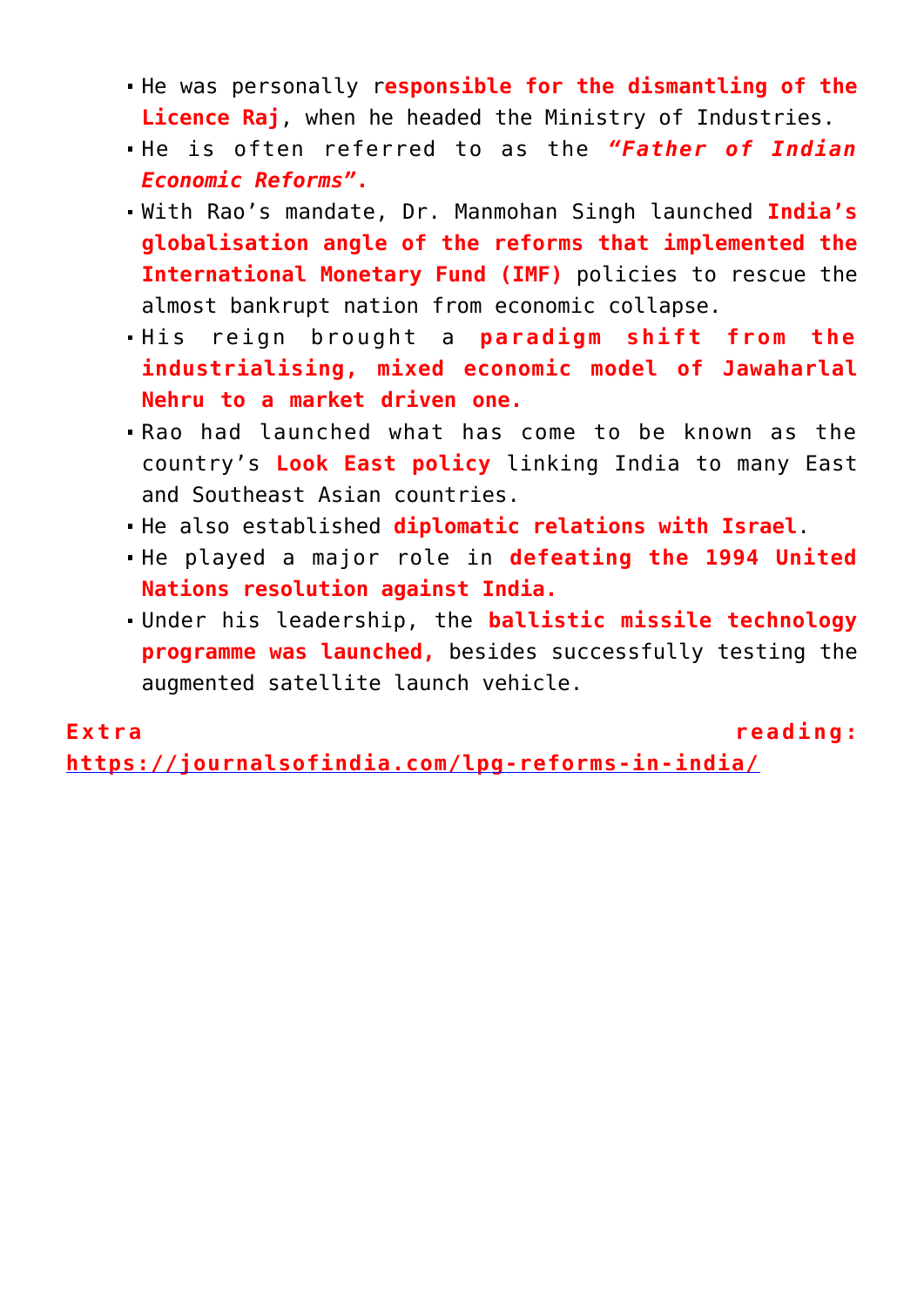- He was personally r**esponsible for the dismantling of the Licence Raj**, when he headed the Ministry of Industries.
- He is often referred to as the ***"Father of Indian Economic Reforms".***
- With Rao's mandate, Dr. Manmohan Singh launched **India's globalisation angle of the reforms that implemented the International Monetary Fund (IMF)** policies to rescue the almost bankrupt nation from economic collapse.
- His reign brought a **paradigm shift from the industrialising, mixed economic model of Jawaharlal Nehru to a market driven one.**
- Rao had launched what has come to be known as the country's **Look East policy** linking India to many East and Southeast Asian countries.
- He also established **diplomatic relations with Israel**.
- He played a major role in **defeating the 1994 United Nations resolution against India.**
- Under his leadership, the **ballistic missile technology programme was launched,** besides successfully testing the augmented satellite launch vehicle.

**Extra reading: https://journalsofindia.com/lpg-reforms-in-india/**